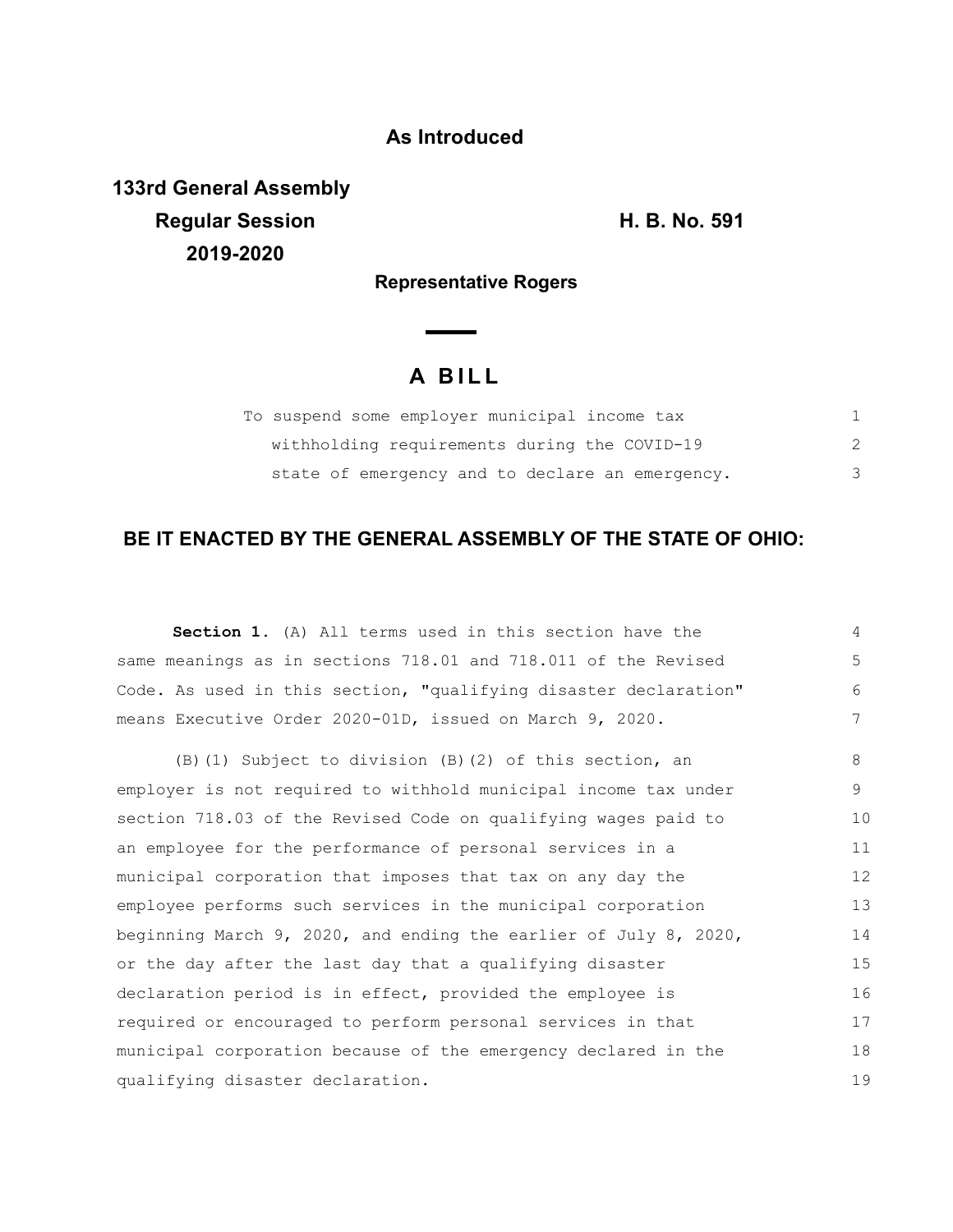**As Introduced**

**133rd General Assembly**
**Regular Session**
**2019-2020**

**H. B. No. 591**

**Representative Rogers**

# A BILL

To suspend some employer municipal income tax withholding requirements during the COVID-19 state of emergency and to declare an emergency.

## BE IT ENACTED BY THE GENERAL ASSEMBLY OF THE STATE OF OHIO:

**Section 1.** (A) All terms used in this section have the same meanings as in sections 718.01 and 718.011 of the Revised Code. As used in this section, "qualifying disaster declaration" means Executive Order 2020-01D, issued on March 9, 2020.

(B)(1) Subject to division (B)(2) of this section, an employer is not required to withhold municipal income tax under section 718.03 of the Revised Code on qualifying wages paid to an employee for the performance of personal services in a municipal corporation that imposes that tax on any day the employee performs such services in the municipal corporation beginning March 9, 2020, and ending the earlier of July 8, 2020, or the day after the last day that a qualifying disaster declaration period is in effect, provided the employee is required or encouraged to perform personal services in that municipal corporation because of the emergency declared in the qualifying disaster declaration.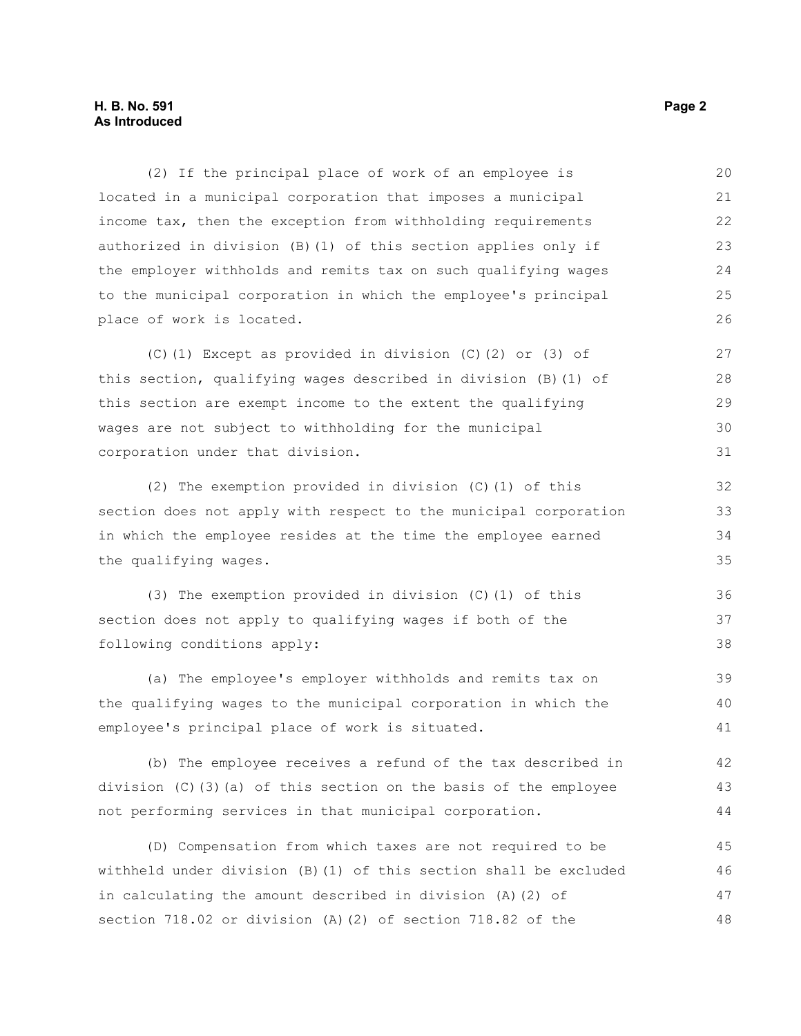(2) If the principal place of work of an employee is located in a municipal corporation that imposes a municipal income tax, then the exception from withholding requirements authorized in division (B)(1) of this section applies only if the employer withholds and remits tax on such qualifying wages to the municipal corporation in which the employee's principal place of work is located.

(C)(1) Except as provided in division (C)(2) or (3) of this section, qualifying wages described in division (B)(1) of this section are exempt income to the extent the qualifying wages are not subject to withholding for the municipal corporation under that division.

(2) The exemption provided in division (C)(1) of this section does not apply with respect to the municipal corporation in which the employee resides at the time the employee earned the qualifying wages.

(3) The exemption provided in division (C)(1) of this section does not apply to qualifying wages if both of the following conditions apply:

(a) The employee's employer withholds and remits tax on the qualifying wages to the municipal corporation in which the employee's principal place of work is situated.

(b) The employee receives a refund of the tax described in division (C)(3)(a) of this section on the basis of the employee not performing services in that municipal corporation.

(D) Compensation from which taxes are not required to be withheld under division (B)(1) of this section shall be excluded in calculating the amount described in division (A)(2) of section 718.02 or division (A)(2) of section 718.82 of the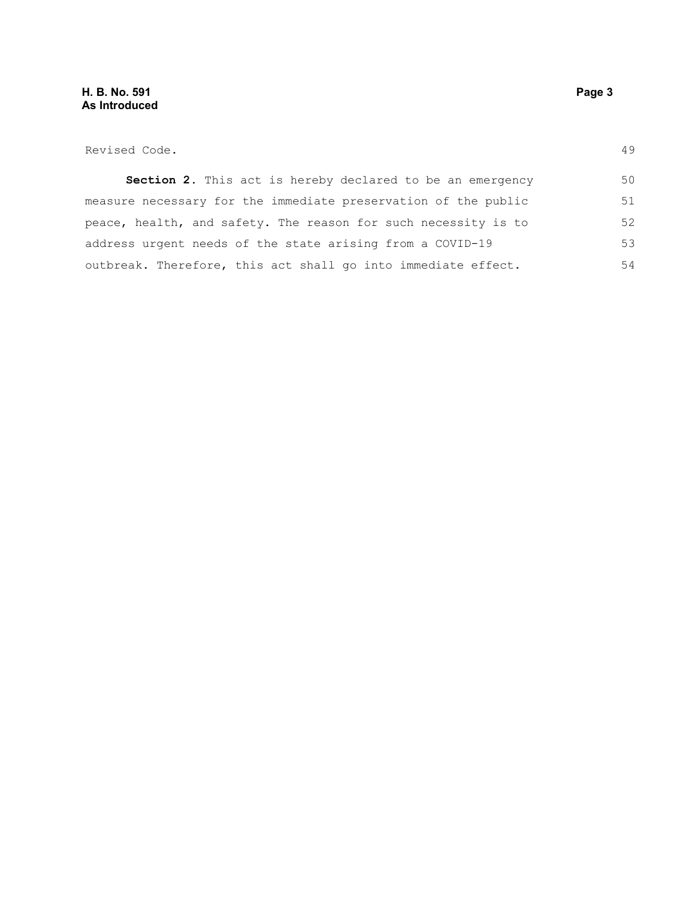Revised Code.

**Section 2.** This act is hereby declared to be an emergency measure necessary for the immediate preservation of the public peace, health, and safety. The reason for such necessity is to address urgent needs of the state arising from a COVID-19 outbreak. Therefore, this act shall go into immediate effect.